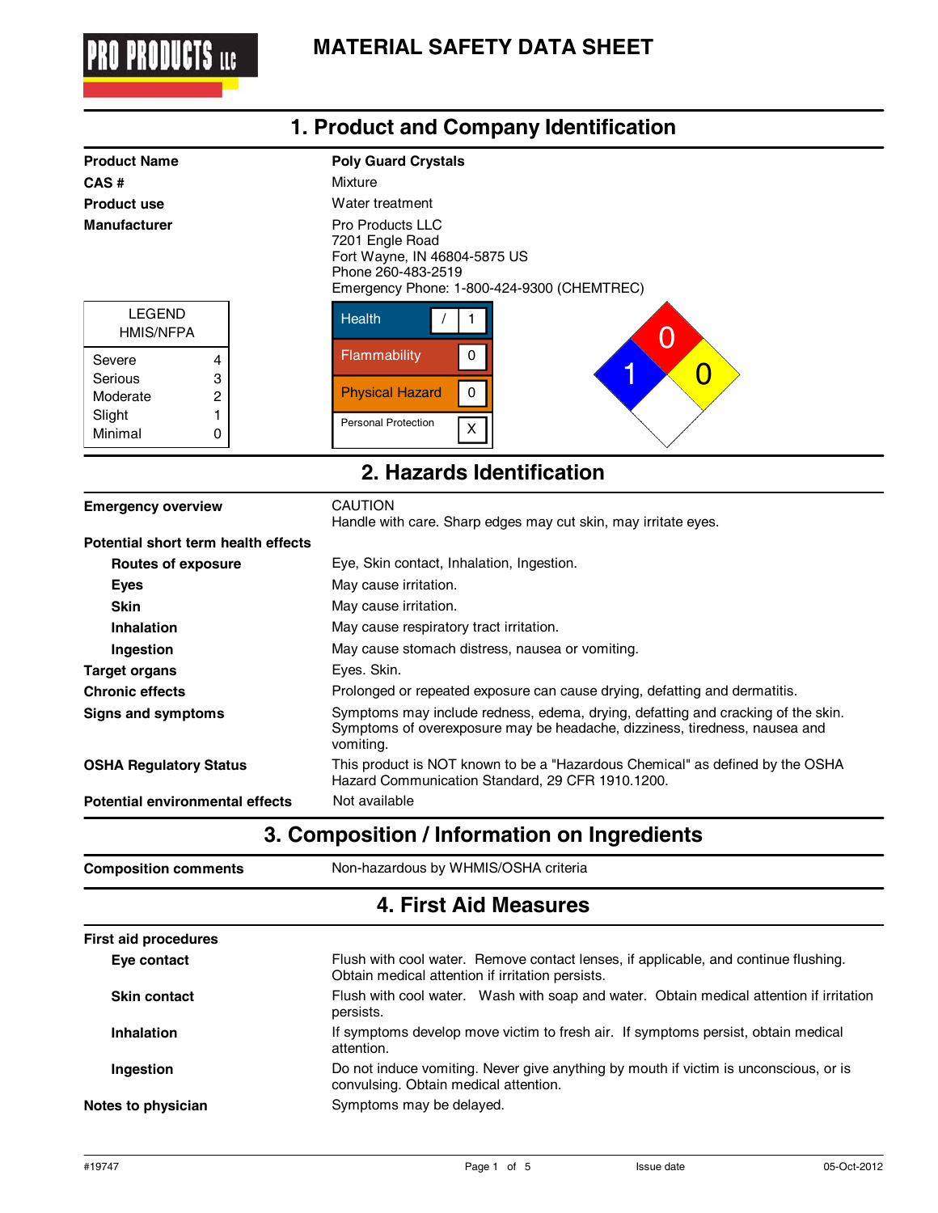PRO PRODUCTS LLC

# MATERIAL SAFETY DATA SHEET

## 1. Product and Company Identification

| | |
|---|---|
| **Product Name** | **Poly Guard Crystals** |
| **CAS #** | Mixture |
| **Product use** | Water treatment |
| **Manufacturer** | Pro Products LLC<br>7201 Engle Road<br>Fort Wayne, IN 46804-5875 US<br>Phone 260-483-2519<br>Emergency Phone: 1-800-424-9300 (CHEMTREC) |

| LEGEND HMIS/NFPA | |
|---|---|
| Severe | 4 |
| Serious | 3 |
| Moderate | 2 |
| Slight | 1 |
| Minimal | 0 |

| HMIS | |
|---|---|
| Health | / 1 |
| Flammability | 0 |
| Physical Hazard | 0 |
| Personal Protection | X |

NFPA: Health 1, Flammability 0, Instability 0

## 2. Hazards Identification

| | |
|---|---|
| **Emergency overview** | CAUTION<br>Handle with care. Sharp edges may cut skin, may irritate eyes. |
| **Potential short term health effects** | |
| **Routes of exposure** | Eye, Skin contact, Inhalation, Ingestion. |
| **Eyes** | May cause irritation. |
| **Skin** | May cause irritation. |
| **Inhalation** | May cause respiratory tract irritation. |
| **Ingestion** | May cause stomach distress, nausea or vomiting. |
| **Target organs** | Eyes. Skin. |
| **Chronic effects** | Prolonged or repeated exposure can cause drying, defatting and dermatitis. |
| **Signs and symptoms** | Symptoms may include redness, edema, drying, defatting and cracking of the skin. Symptoms of overexposure may be headache, dizziness, tiredness, nausea and vomiting. |
| **OSHA Regulatory Status** | This product is NOT known to be a "Hazardous Chemical" as defined by the OSHA Hazard Communication Standard, 29 CFR 1910.1200. |
| **Potential environmental effects** | Not available |

## 3. Composition / Information on Ingredients

| | |
|---|---|
| **Composition comments** | Non-hazardous by WHMIS/OSHA criteria |

## 4. First Aid Measures

| | |
|---|---|
| **First aid procedures** | |
| **Eye contact** | Flush with cool water. Remove contact lenses, if applicable, and continue flushing. Obtain medical attention if irritation persists. |
| **Skin contact** | Flush with cool water. Wash with soap and water. Obtain medical attention if irritation persists. |
| **Inhalation** | If symptoms develop move victim to fresh air. If symptoms persist, obtain medical attention. |
| **Ingestion** | Do not induce vomiting. Never give anything by mouth if victim is unconscious, or is convulsing. Obtain medical attention. |
| **Notes to physician** | Symptoms may be delayed. |

#19747 Issue date 05-Oct-2012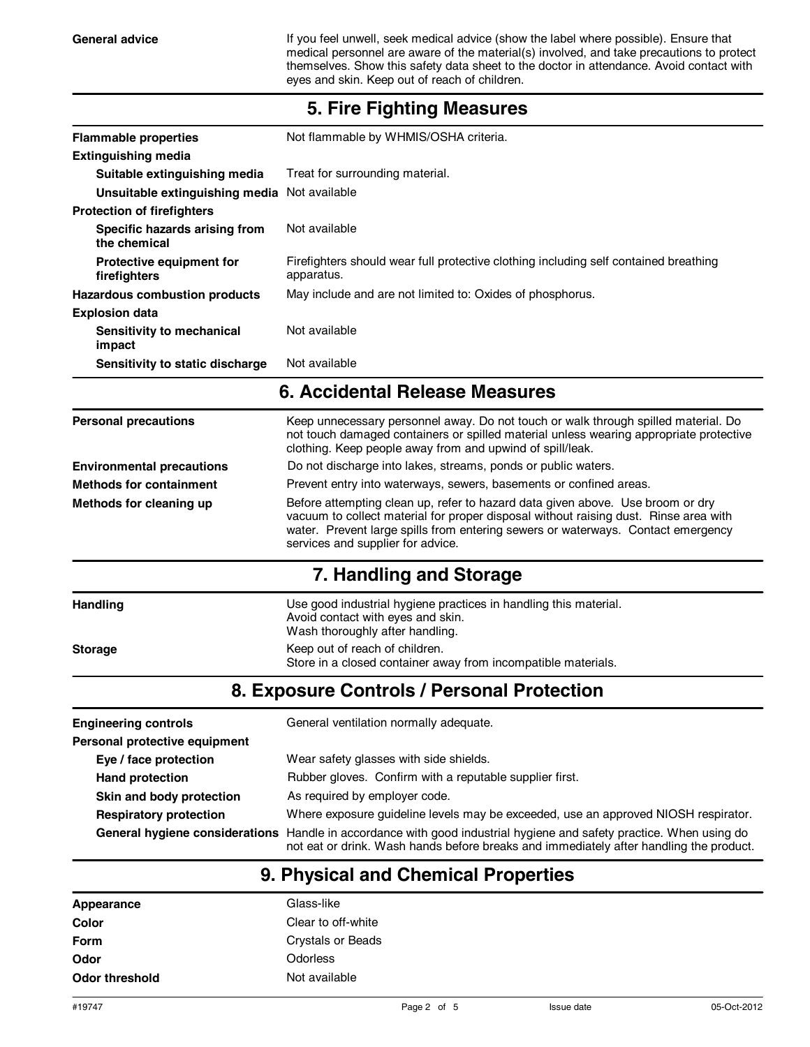| | |
|---|---|
| **General advice** | If you feel unwell, seek medical advice (show the label where possible). Ensure that medical personnel are aware of the material(s) involved, and take precautions to protect themselves. Show this safety data sheet to the doctor in attendance. Avoid contact with eyes and skin. Keep out of reach of children. |

## 5. Fire Fighting Measures

| | |
|---|---|
| **Flammable properties** | Not flammable by WHMIS/OSHA criteria. |
| **Extinguishing media** | |
| **Suitable extinguishing media** | Treat for surrounding material. |
| **Unsuitable extinguishing media** | Not available |
| **Protection of firefighters** | |
| **Specific hazards arising from the chemical** | Not available |
| **Protective equipment for firefighters** | Firefighters should wear full protective clothing including self contained breathing apparatus. |
| **Hazardous combustion products** | May include and are not limited to: Oxides of phosphorus. |
| **Explosion data** | |
| **Sensitivity to mechanical impact** | Not available |
| **Sensitivity to static discharge** | Not available |

## 6. Accidental Release Measures

| | |
|---|---|
| **Personal precautions** | Keep unnecessary personnel away. Do not touch or walk through spilled material. Do not touch damaged containers or spilled material unless wearing appropriate protective clothing. Keep people away from and upwind of spill/leak. |
| **Environmental precautions** | Do not discharge into lakes, streams, ponds or public waters. |
| **Methods for containment** | Prevent entry into waterways, sewers, basements or confined areas. |
| **Methods for cleaning up** | Before attempting clean up, refer to hazard data given above. Use broom or dry vacuum to collect material for proper disposal without raising dust. Rinse area with water. Prevent large spills from entering sewers or waterways. Contact emergency services and supplier for advice. |

## 7. Handling and Storage

| | |
|---|---|
| **Handling** | Use good industrial hygiene practices in handling this material.<br>Avoid contact with eyes and skin.<br>Wash thoroughly after handling. |
| **Storage** | Keep out of reach of children.<br>Store in a closed container away from incompatible materials. |

## 8. Exposure Controls / Personal Protection

| | |
|---|---|
| **Engineering controls** | General ventilation normally adequate. |
| **Personal protective equipment** | |
| **Eye / face protection** | Wear safety glasses with side shields. |
| **Hand protection** | Rubber gloves. Confirm with a reputable supplier first. |
| **Skin and body protection** | As required by employer code. |
| **Respiratory protection** | Where exposure guideline levels may be exceeded, use an approved NIOSH respirator. |
| **General hygiene considerations** | Handle in accordance with good industrial hygiene and safety practice. When using do not eat or drink. Wash hands before breaks and immediately after handling the product. |

## 9. Physical and Chemical Properties

| | |
|---|---|
| **Appearance** | Glass-like |
| **Color** | Clear to off-white |
| **Form** | Crystals or Beads |
| **Odor** | Odorless |
| **Odor threshold** | Not available |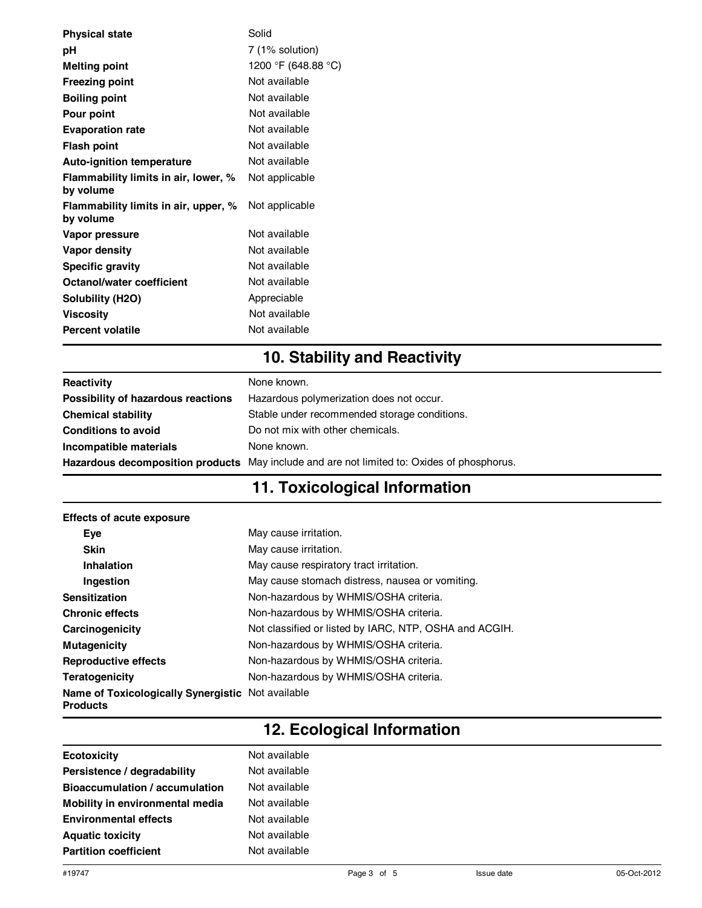| | |
|---|---|
| **Physical state** | Solid |
| **pH** | 7 (1% solution) |
| **Melting point** | 1200 °F (648.88 °C) |
| **Freezing point** | Not available |
| **Boiling point** | Not available |
| **Pour point** | Not available |
| **Evaporation rate** | Not available |
| **Flash point** | Not available |
| **Auto-ignition temperature** | Not available |
| **Flammability limits in air, lower, % by volume** | Not applicable |
| **Flammability limits in air, upper, % by volume** | Not applicable |
| **Vapor pressure** | Not available |
| **Vapor density** | Not available |
| **Specific gravity** | Not available |
| **Octanol/water coefficient** | Not available |
| **Solubility (H2O)** | Appreciable |
| **Viscosity** | Not available |
| **Percent volatile** | Not available |

## 10. Stability and Reactivity

| | |
|---|---|
| **Reactivity** | None known. |
| **Possibility of hazardous reactions** | Hazardous polymerization does not occur. |
| **Chemical stability** | Stable under recommended storage conditions. |
| **Conditions to avoid** | Do not mix with other chemicals. |
| **Incompatible materials** | None known. |
| **Hazardous decomposition products** | May include and are not limited to: Oxides of phosphorus. |

## 11. Toxicological Information

**Effects of acute exposure**

| | |
|---|---|
| **Eye** | May cause irritation. |
| **Skin** | May cause irritation. |
| **Inhalation** | May cause respiratory tract irritation. |
| **Ingestion** | May cause stomach distress, nausea or vomiting. |
| **Sensitization** | Non-hazardous by WHMIS/OSHA criteria. |
| **Chronic effects** | Non-hazardous by WHMIS/OSHA criteria. |
| **Carcinogenicity** | Not classified or listed by IARC, NTP, OSHA and ACGIH. |
| **Mutagenicity** | Non-hazardous by WHMIS/OSHA criteria. |
| **Reproductive effects** | Non-hazardous by WHMIS/OSHA criteria. |
| **Teratogenicity** | Non-hazardous by WHMIS/OSHA criteria. |
| **Name of Toxicologically Synergistic Products** | Not available |

## 12. Ecological Information

| | |
|---|---|
| **Ecotoxicity** | Not available |
| **Persistence / degradability** | Not available |
| **Bioaccumulation / accumulation** | Not available |
| **Mobility in environmental media** | Not available |
| **Environmental effects** | Not available |
| **Aquatic toxicity** | Not available |
| **Partition coefficient** | Not available |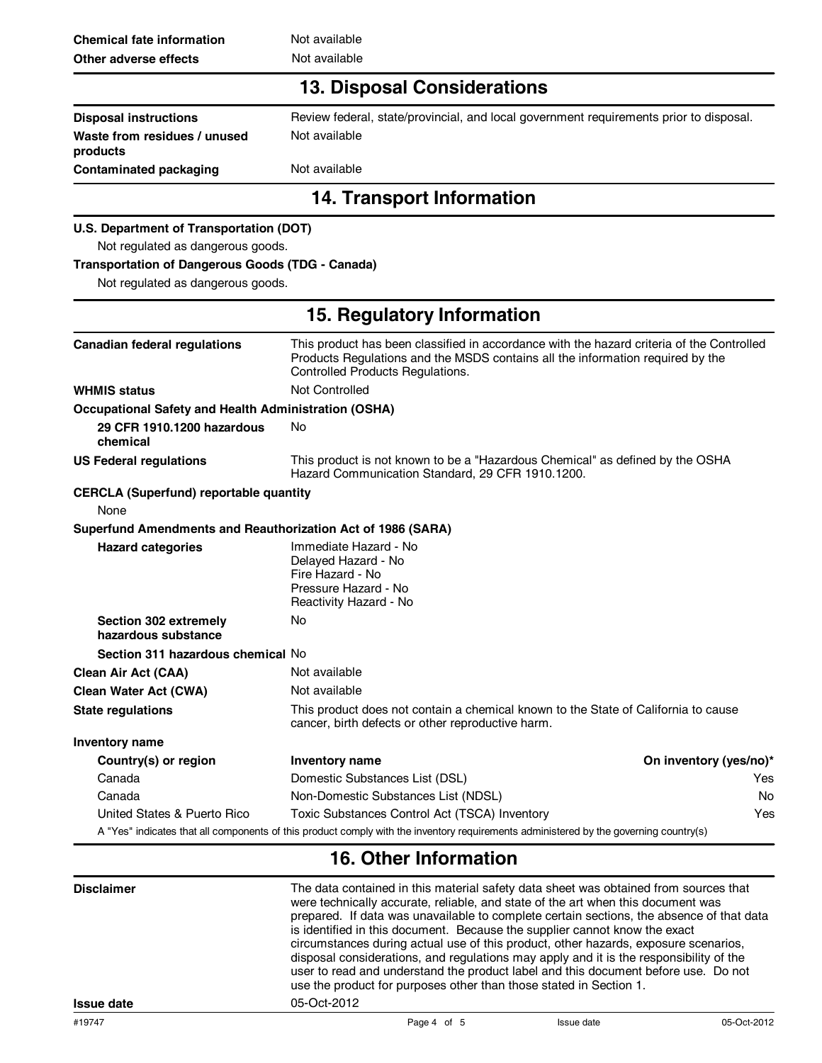**Chemical fate information** Not available

**Other adverse effects** Not available

## 13. Disposal Considerations

**Disposal instructions** Review federal, state/provincial, and local government requirements prior to disposal.

**Waste from residues / unused products** Not available

**Contaminated packaging** Not available

## 14. Transport Information

**U.S. Department of Transportation (DOT)**

Not regulated as dangerous goods.

**Transportation of Dangerous Goods (TDG - Canada)**

Not regulated as dangerous goods.

## 15. Regulatory Information

**Canadian federal regulations** This product has been classified in accordance with the hazard criteria of the Controlled Products Regulations and the MSDS contains all the information required by the Controlled Products Regulations.

**WHMIS status** Not Controlled

**Occupational Safety and Health Administration (OSHA)**

**29 CFR 1910.1200 hazardous chemical** No

**US Federal regulations** This product is not known to be a "Hazardous Chemical" as defined by the OSHA Hazard Communication Standard, 29 CFR 1910.1200.

**CERCLA (Superfund) reportable quantity**

None

**Superfund Amendments and Reauthorization Act of 1986 (SARA)**

**Hazard categories**
Immediate Hazard - No
Delayed Hazard - No
Fire Hazard - No
Pressure Hazard - No
Reactivity Hazard - No

**Section 302 extremely hazardous substance** No

**Section 311 hazardous chemical** No

**Clean Air Act (CAA)** Not available

**Clean Water Act (CWA)** Not available

**State regulations** This product does not contain a chemical known to the State of California to cause cancer, birth defects or other reproductive harm.

**Inventory name**

| Country(s) or region | Inventory name | On inventory (yes/no)* |
|---|---|---|
| Canada | Domestic Substances List (DSL) | Yes |
| Canada | Non-Domestic Substances List (NDSL) | No |
| United States & Puerto Rico | Toxic Substances Control Act (TSCA) Inventory | Yes |

A "Yes" indicates that all components of this product comply with the inventory requirements administered by the governing country(s)

## 16. Other Information

**Disclaimer** The data contained in this material safety data sheet was obtained from sources that were technically accurate, reliable, and state of the art when this document was prepared. If data was unavailable to complete certain sections, the absence of that data is identified in this document. Because the supplier cannot know the exact circumstances during actual use of this product, other hazards, exposure scenarios, disposal considerations, and regulations may apply and it is the responsibility of the user to read and understand the product label and this document before use. Do not use the product for purposes other than those stated in Section 1.

**Issue date** 05-Oct-2012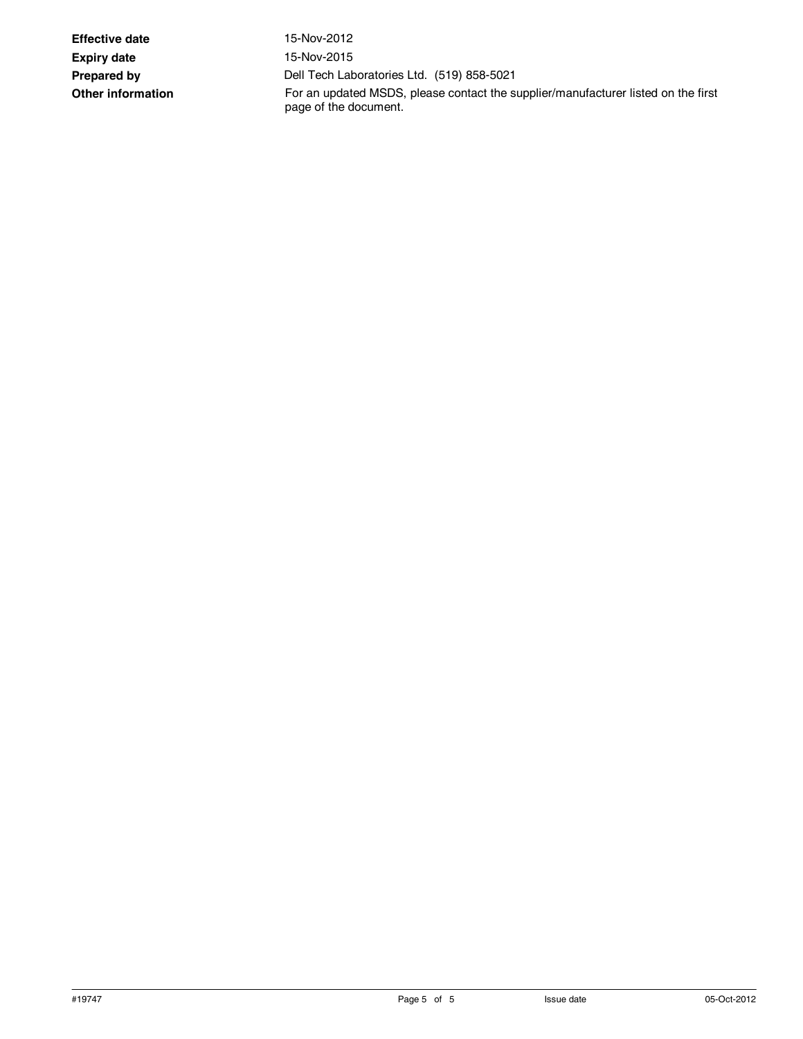| | |
|---|---|
| **Effective date** | 15-Nov-2012 |
| **Expiry date** | 15-Nov-2015 |
| **Prepared by** | Dell Tech Laboratories Ltd. (519) 858-5021 |
| **Other information** | For an updated MSDS, please contact the supplier/manufacturer listed on the first page of the document. |